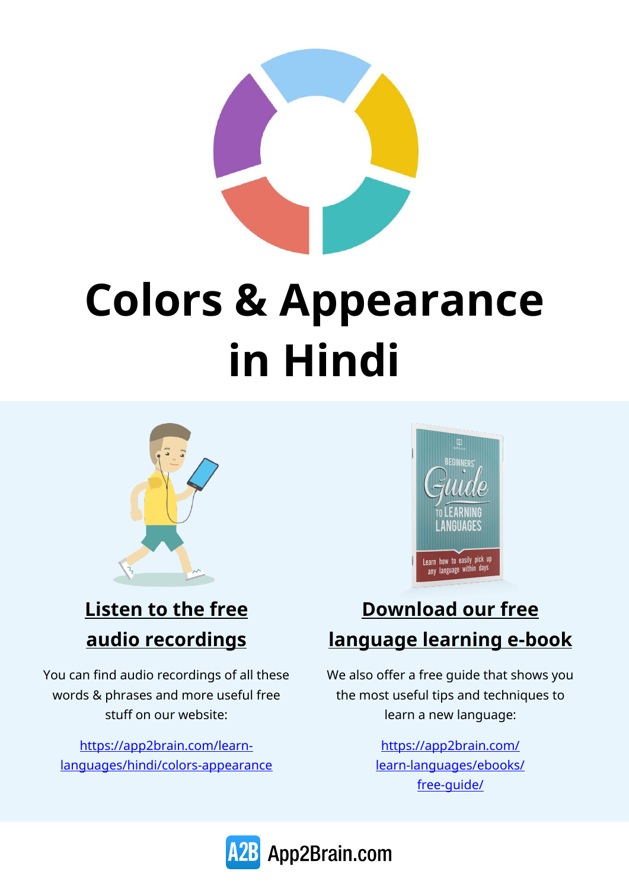# Colors & Appearance in Hindi

## Listen to the free audio recordings

You can find audio recordings of all these words & phrases and more useful free stuff on our website:

https://app2brain.com/learn-languages/hindi/colors-appearance

## Download our free language learning e-book

We also offer a free guide that shows you the most useful tips and techniques to learn a new language:

https://app2brain.com/learn-languages/ebooks/free-guide/

App2Brain.com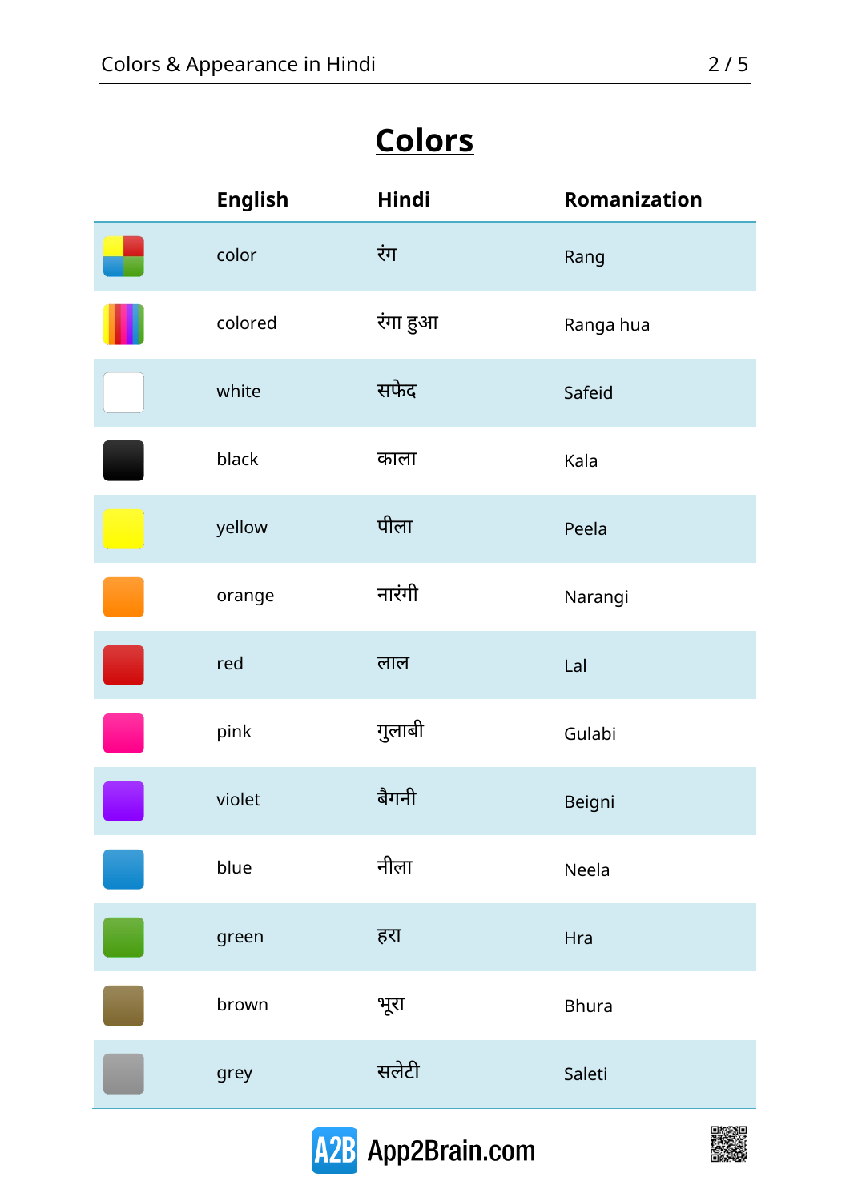# Colors

| | English | Hindi | Romanization |
|---|---|---|---|
| | color | रंग | Rang |
| | colored | रंगा हुआ | Ranga hua |
| | white | सफेद | Safeid |
| | black | काला | Kala |
| | yellow | पीला | Peela |
| | orange | नारंगी | Narangi |
| | red | लाल | Lal |
| | pink | गुलाबी | Gulabi |
| | violet | बैगनी | Beigni |
| | blue | नीला | Neela |
| | green | हरा | Hra |
| | brown | भूरा | Bhura |
| | grey | सलेटी | Saleti |

A2B App2Brain.com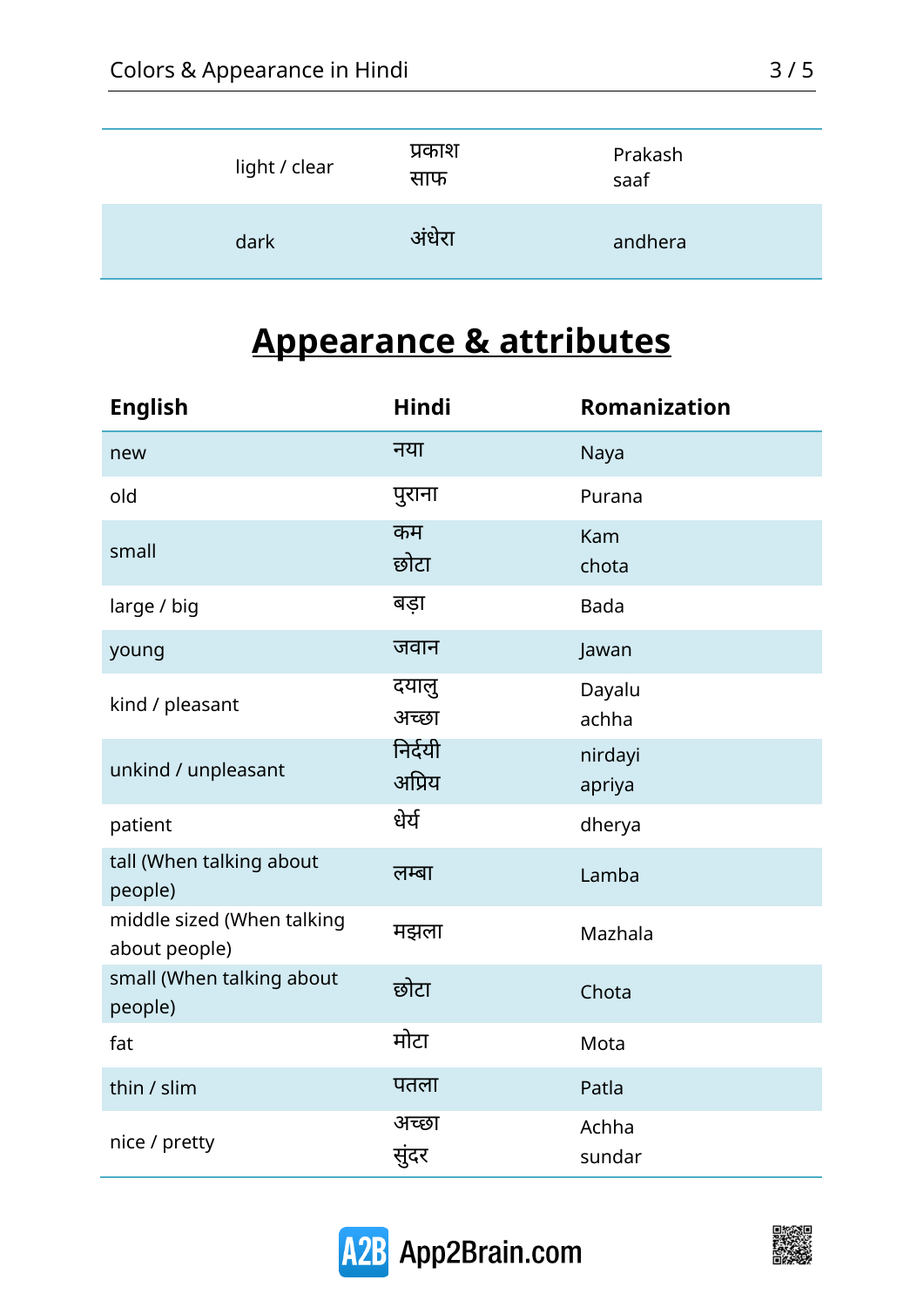| | | |
|---|---|---|
| light / clear | प्रकाश<br>साफ | Prakash<br>saaf |
| dark | अंधेरा | andhera |

# Appearance & attributes

| English | Hindi | Romanization |
|---|---|---|
| new | नया | Naya |
| old | पुराना | Purana |
| small | कम<br>छोटा | Kam<br>chota |
| large / big | बड़ा | Bada |
| young | जवान | Jawan |
| kind / pleasant | दयालु<br>अच्छा | Dayalu<br>achha |
| unkind / unpleasant | निर्दयी<br>अप्रिय | nirdayi<br>apriya |
| patient | धेर्य | dherya |
| tall (When talking about people) | लम्बा | Lamba |
| middle sized (When talking about people) | मझला | Mazhala |
| small (When talking about people) | छोटा | Chota |
| fat | मोटा | Mota |
| thin / slim | पतला | Patla |
| nice / pretty | अच्छा<br>सुंदर | Achha<br>sundar |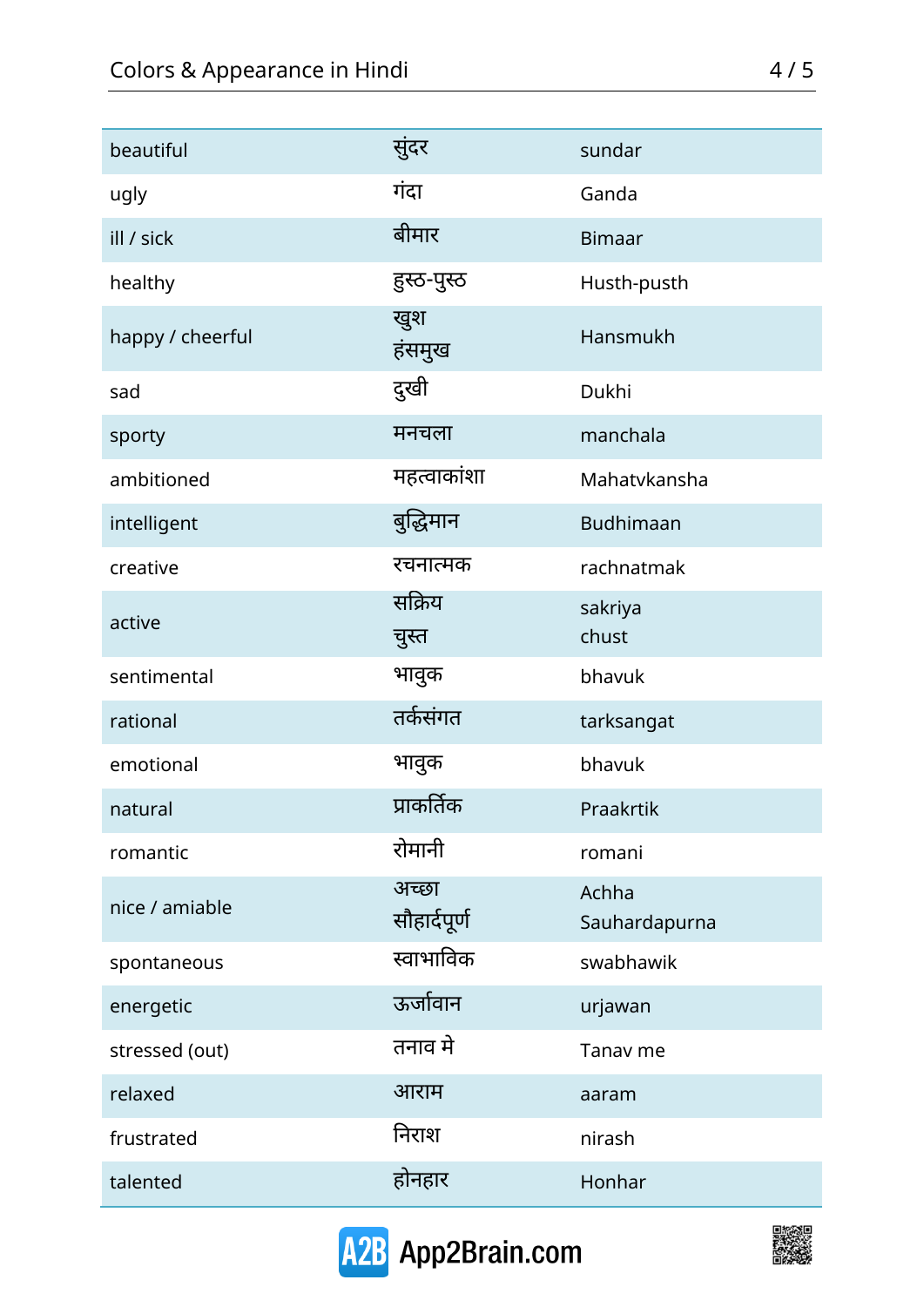| beautiful | सुंदर | sundar |
|---|---|---|
| ugly | गंदा | Ganda |
| ill / sick | बीमार | Bimaar |
| healthy | हुस्ठ-पुस्ठ | Husth-pusth |
| happy / cheerful | खुश<br>हंसमुख | Hansmukh |
| sad | दुखी | Dukhi |
| sporty | मनचला | manchala |
| ambitioned | महत्वाकांशा | Mahatvkansha |
| intelligent | बुद्धिमान | Budhimaan |
| creative | रचनात्मक | rachnatmak |
| active | सक्रिय<br>चुस्त | sakriya<br>chust |
| sentimental | भावुक | bhavuk |
| rational | तर्कसंगत | tarksangat |
| emotional | भावुक | bhavuk |
| natural | प्राकर्तिक | Praakrtik |
| romantic | रोमानी | romani |
| nice / amiable | अच्छा<br>सौहार्दपूर्ण | Achha<br>Sauhardapurna |
| spontaneous | स्वाभाविक | swabhawik |
| energetic | ऊर्जावान | urjawan |
| stressed (out) | तनाव मे | Tanav me |
| relaxed | आराम | aaram |
| frustrated | निराश | nirash |
| talented | होनहार | Honhar |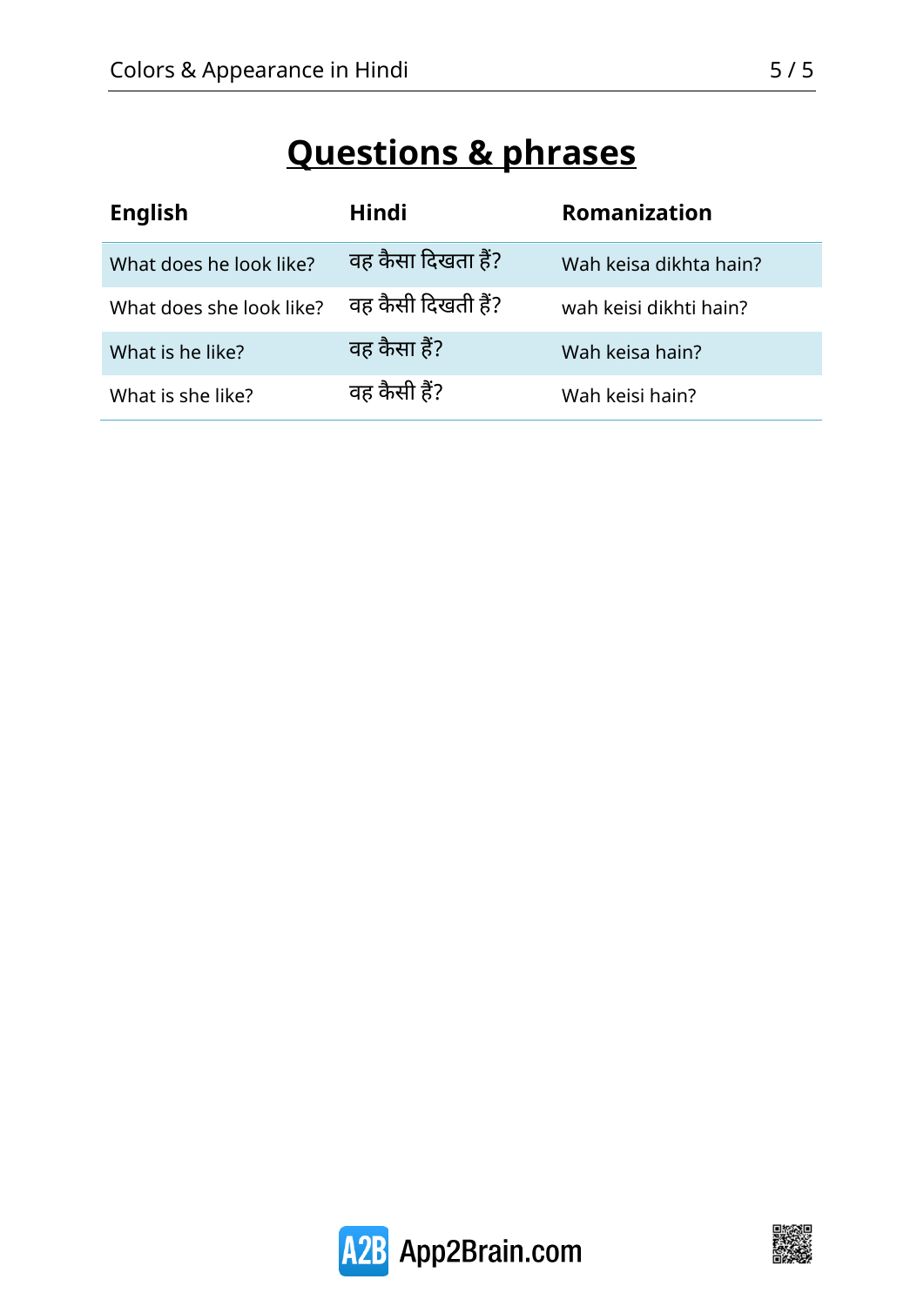# Questions & phrases

| English | Hindi | Romanization |
|---|---|---|
| What does he look like? | वह कैसा दिखता हैं? | Wah keisa dikhta hain? |
| What does she look like? | वह कैसी दिखती हैं? | wah keisi dikhti hain? |
| What is he like? | वह कैसा हैं? | Wah keisa hain? |
| What is she like? | वह कैसी हैं? | Wah keisi hain? |